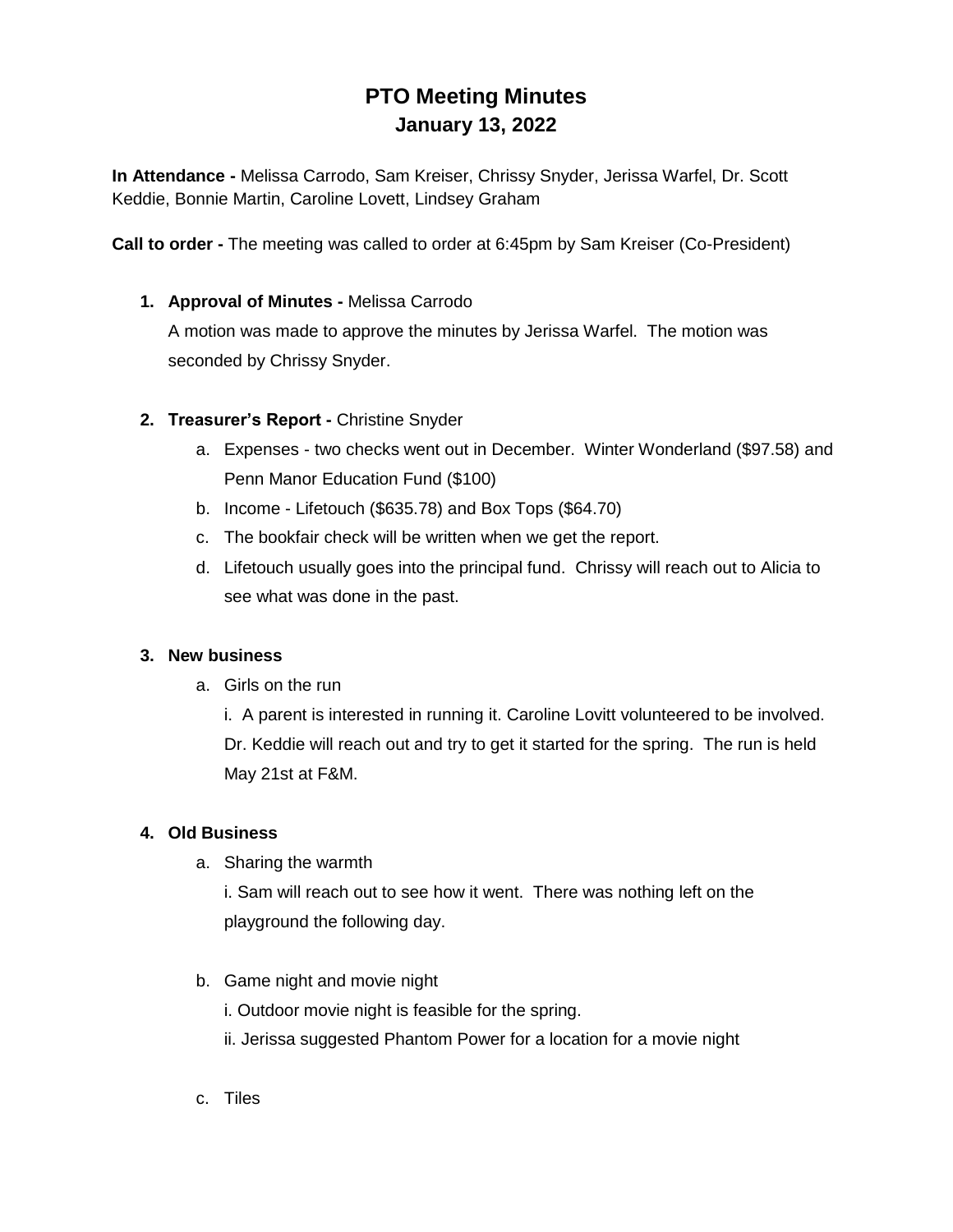# PTO Meeting Minutes
## January 13, 2022

**In Attendance -** Melissa Carrodo, Sam Kreiser, Chrissy Snyder, Jerissa Warfel, Dr. Scott Keddie, Bonnie Martin, Caroline Lovett, Lindsey Graham

**Call to order -** The meeting was called to order at 6:45pm by Sam Kreiser (Co-President)

1. **Approval of Minutes -** Melissa Carrodo

   A motion was made to approve the minutes by Jerissa Warfel. The motion was seconded by Chrissy Snyder.

2. **Treasurer's Report -** Christine Snyder
   a. Expenses - two checks went out in December. Winter Wonderland ($97.58) and Penn Manor Education Fund ($100)
   b. Income - Lifetouch ($635.78) and Box Tops ($64.70)
   c. The bookfair check will be written when we get the report.
   d. Lifetouch usually goes into the principal fund. Chrissy will reach out to Alicia to see what was done in the past.

3. **New business**
   a. Girls on the run

      i. A parent is interested in running it. Caroline Lovitt volunteered to be involved. Dr. Keddie will reach out and try to get it started for the spring. The run is held May 21st at F&M.

4. **Old Business**
   a. Sharing the warmth

      i. Sam will reach out to see how it went. There was nothing left on the playground the following day.

   b. Game night and movie night

      i. Outdoor movie night is feasible for the spring.

      ii. Jerissa suggested Phantom Power for a location for a movie night

   c. Tiles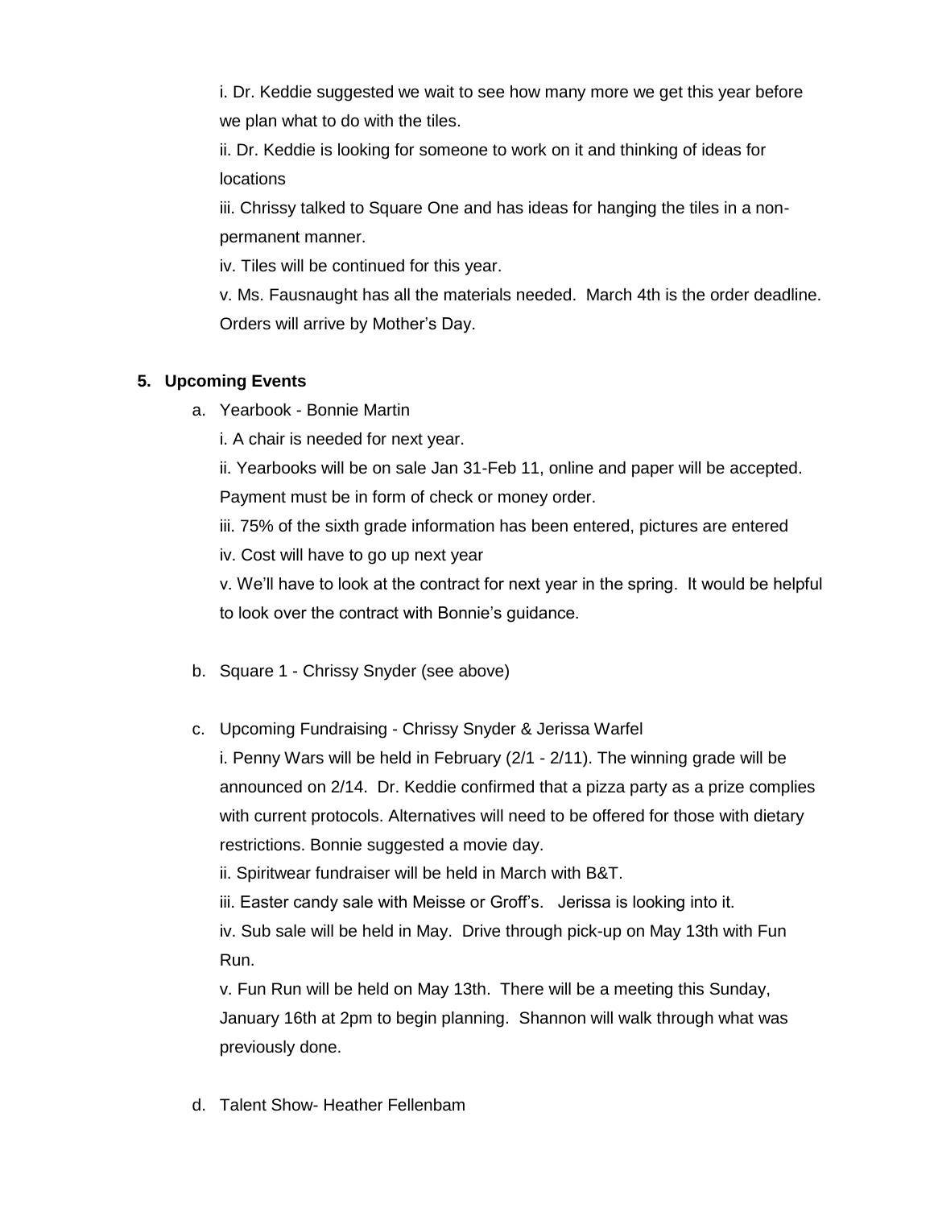i. Dr. Keddie suggested we wait to see how many more we get this year before we plan what to do with the tiles.

ii. Dr. Keddie is looking for someone to work on it and thinking of ideas for locations

iii. Chrissy talked to Square One and has ideas for hanging the tiles in a non-permanent manner.

iv. Tiles will be continued for this year.

v. Ms. Fausnaught has all the materials needed. March 4th is the order deadline. Orders will arrive by Mother's Day.

**5. Upcoming Events**

a. Yearbook - Bonnie Martin

i. A chair is needed for next year.

ii. Yearbooks will be on sale Jan 31-Feb 11, online and paper will be accepted. Payment must be in form of check or money order.

iii. 75% of the sixth grade information has been entered, pictures are entered

iv. Cost will have to go up next year

v. We'll have to look at the contract for next year in the spring. It would be helpful to look over the contract with Bonnie's guidance.

b. Square 1 - Chrissy Snyder (see above)

c. Upcoming Fundraising - Chrissy Snyder & Jerissa Warfel

i. Penny Wars will be held in February (2/1 - 2/11). The winning grade will be announced on 2/14. Dr. Keddie confirmed that a pizza party as a prize complies with current protocols. Alternatives will need to be offered for those with dietary restrictions. Bonnie suggested a movie day.

ii. Spiritwear fundraiser will be held in March with B&T.

iii. Easter candy sale with Meisse or Groff's. Jerissa is looking into it.

iv. Sub sale will be held in May. Drive through pick-up on May 13th with Fun Run.

v. Fun Run will be held on May 13th. There will be a meeting this Sunday, January 16th at 2pm to begin planning. Shannon will walk through what was previously done.

d. Talent Show- Heather Fellenbam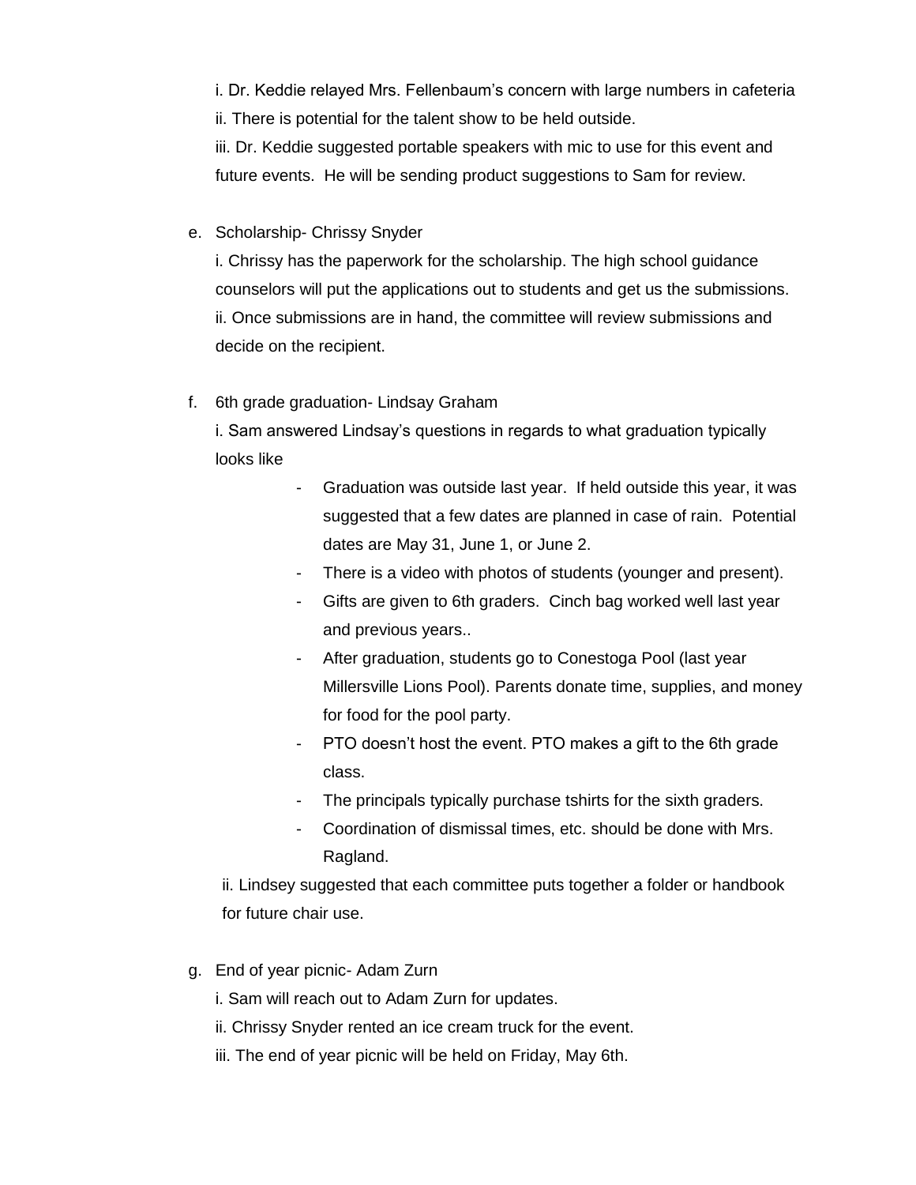i. Dr. Keddie relayed Mrs. Fellenbaum's concern with large numbers in cafeteria

ii. There is potential for the talent show to be held outside.

iii. Dr. Keddie suggested portable speakers with mic to use for this event and future events. He will be sending product suggestions to Sam for review.

e. Scholarship- Chrissy Snyder

   i. Chrissy has the paperwork for the scholarship. The high school guidance counselors will put the applications out to students and get us the submissions.

   ii. Once submissions are in hand, the committee will review submissions and decide on the recipient.

f. 6th grade graduation- Lindsay Graham

   i. Sam answered Lindsay's questions in regards to what graduation typically looks like

   - Graduation was outside last year. If held outside this year, it was suggested that a few dates are planned in case of rain. Potential dates are May 31, June 1, or June 2.
   - There is a video with photos of students (younger and present).
   - Gifts are given to 6th graders. Cinch bag worked well last year and previous years..
   - After graduation, students go to Conestoga Pool (last year Millersville Lions Pool). Parents donate time, supplies, and money for food for the pool party.
   - PTO doesn't host the event. PTO makes a gift to the 6th grade class.
   - The principals typically purchase tshirts for the sixth graders.
   - Coordination of dismissal times, etc. should be done with Mrs. Ragland.

   ii. Lindsey suggested that each committee puts together a folder or handbook for future chair use.

g. End of year picnic- Adam Zurn

   i. Sam will reach out to Adam Zurn for updates.

   ii. Chrissy Snyder rented an ice cream truck for the event.

   iii. The end of year picnic will be held on Friday, May 6th.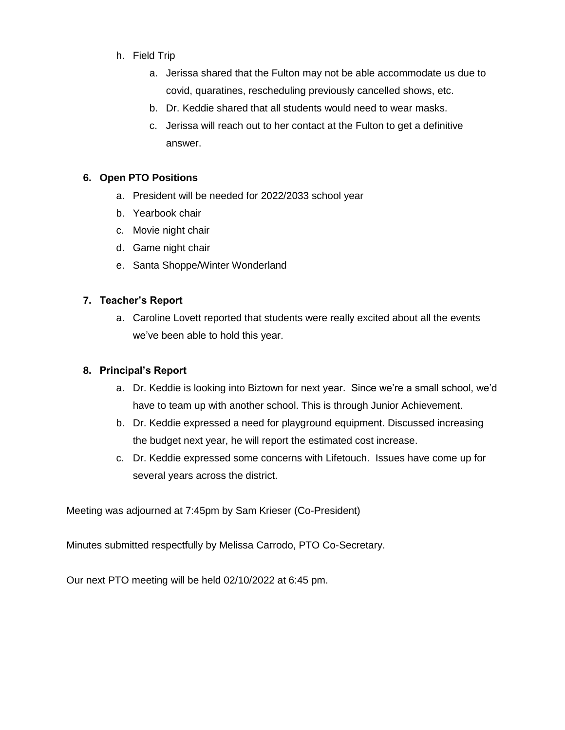h. Field Trip
    a. Jerissa shared that the Fulton may not be able accommodate us due to covid, quaratines, rescheduling previously cancelled shows, etc.
    b. Dr. Keddie shared that all students would need to wear masks.
    c. Jerissa will reach out to her contact at the Fulton to get a definitive answer.

**6. Open PTO Positions**

a. President will be needed for 2022/2033 school year
b. Yearbook chair
c. Movie night chair
d. Game night chair
e. Santa Shoppe/Winter Wonderland

**7. Teacher's Report**

a. Caroline Lovett reported that students were really excited about all the events we've been able to hold this year.

**8. Principal's Report**

a. Dr. Keddie is looking into Biztown for next year. Since we're a small school, we'd have to team up with another school. This is through Junior Achievement.
b. Dr. Keddie expressed a need for playground equipment. Discussed increasing the budget next year, he will report the estimated cost increase.
c. Dr. Keddie expressed some concerns with Lifetouch. Issues have come up for several years across the district.

Meeting was adjourned at 7:45pm by Sam Krieser (Co-President)

Minutes submitted respectfully by Melissa Carrodo, PTO Co-Secretary.

Our next PTO meeting will be held 02/10/2022 at 6:45 pm.